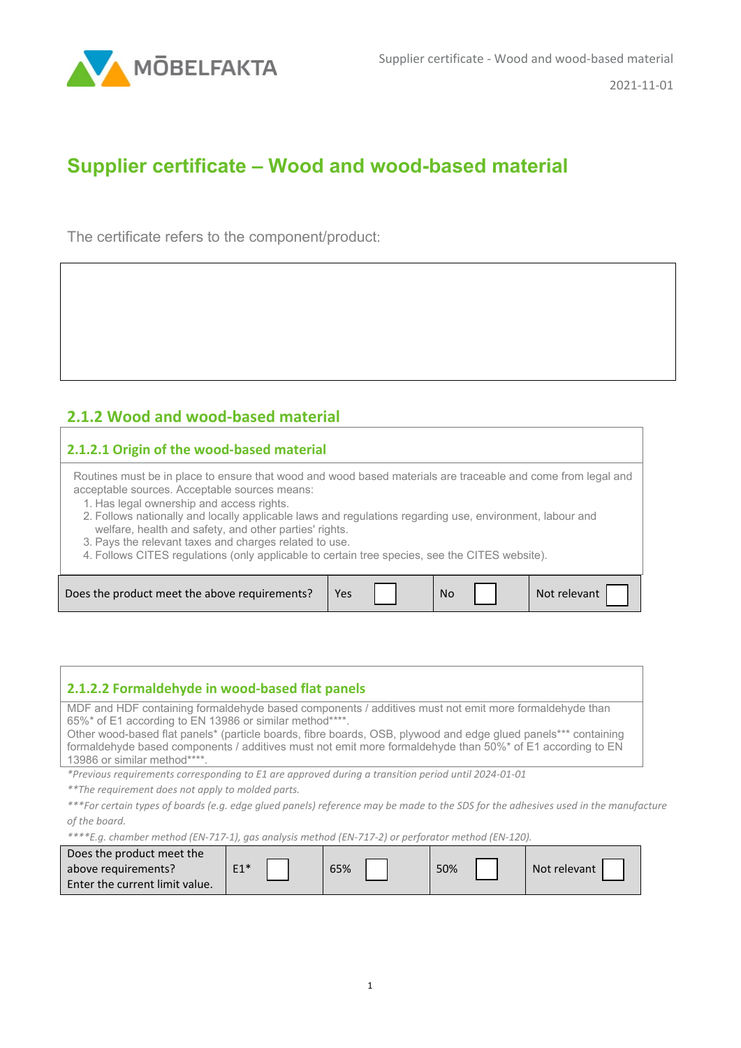# Supplier certificate – Wood and wood-based material

The certificate refers to the component/product:

|   |
|---|
|   |

## 2.1.2 Wood and wood-based material

### 2.1.2.1 Origin of the wood-based material

Routines must be in place to ensure that wood and wood based materials are traceable and come from legal and acceptable sources. Acceptable sources means:

1. Has legal ownership and access rights.
2. Follows nationally and locally applicable laws and regulations regarding use, environment, labour and welfare, health and safety, and other parties' rights.
3. Pays the relevant taxes and charges related to use.
4. Follows CITES regulations (only applicable to certain tree species, see the CITES website).

| Does the product meet the above requirements? | Yes ☐ | No ☐ | Not relevant ☐ |
|---|---|---|---|

### 2.1.2.2 Formaldehyde in wood-based flat panels

MDF and HDF containing formaldehyde based components / additives must not emit more formaldehyde than 65%* of E1 according to EN 13986 or similar method****.
Other wood-based flat panels* (particle boards, fibre boards, OSB, plywood and edge glued panels*** containing formaldehyde based components / additives must not emit more formaldehyde than 50%* of E1 according to EN 13986 or similar method****.

*\*Previous requirements corresponding to E1 are approved during a transition period until 2024-01-01*

*\*\*The requirement does not apply to molded parts.*

*\*\*\*For certain types of boards (e.g. edge glued panels) reference may be made to the SDS for the adhesives used in the manufacture of the board.*

*\*\*\*\*E.g. chamber method (EN-717-1), gas analysis method (EN-717-2) or perforator method (EN-120).*

| Does the product meet the above requirements? Enter the current limit value. | E1* ☐ | 65% ☐ | 50% ☐ | Not relevant ☐ |
|---|---|---|---|---|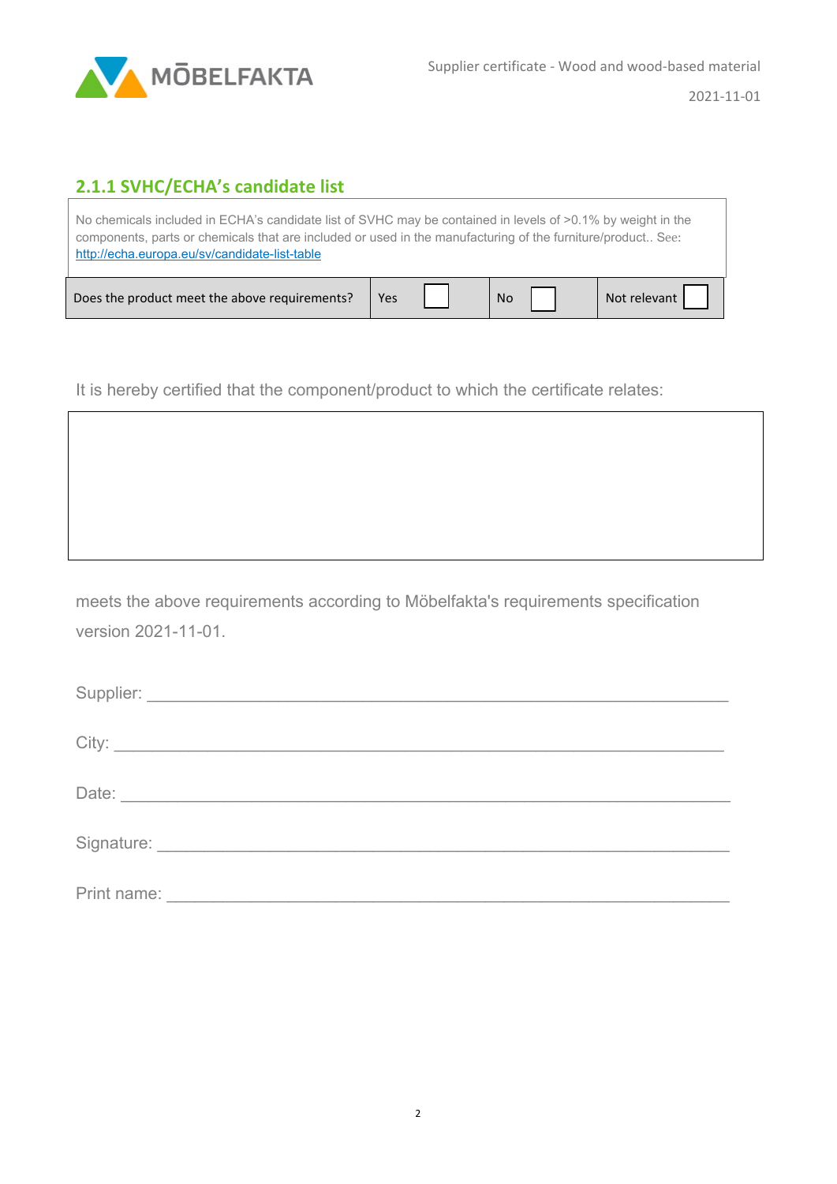### 2.1.1 SVHC/ECHA's candidate list

No chemicals included in ECHA's candidate list of SVHC may be contained in levels of >0.1% by weight in the components, parts or chemicals that are included or used in the manufacturing of the furniture/product.. See: [http://echa.europa.eu/sv/candidate-list-table](http://echa.europa.eu/sv/candidate-list-table)

| | | | |
|---|---|---|---|
| Does the product meet the above requirements? | Yes ☐ | No ☐ | Not relevant ☐ |

It is hereby certified that the component/product to which the certificate relates:

| |
|---|
| |

meets the above requirements according to Möbelfakta's requirements specification version 2021-11-01.

Supplier: ______________________________________________________________

City: ______________________________________________________________

Date: ______________________________________________________________

Signature: ______________________________________________________________

Print name: ______________________________________________________________